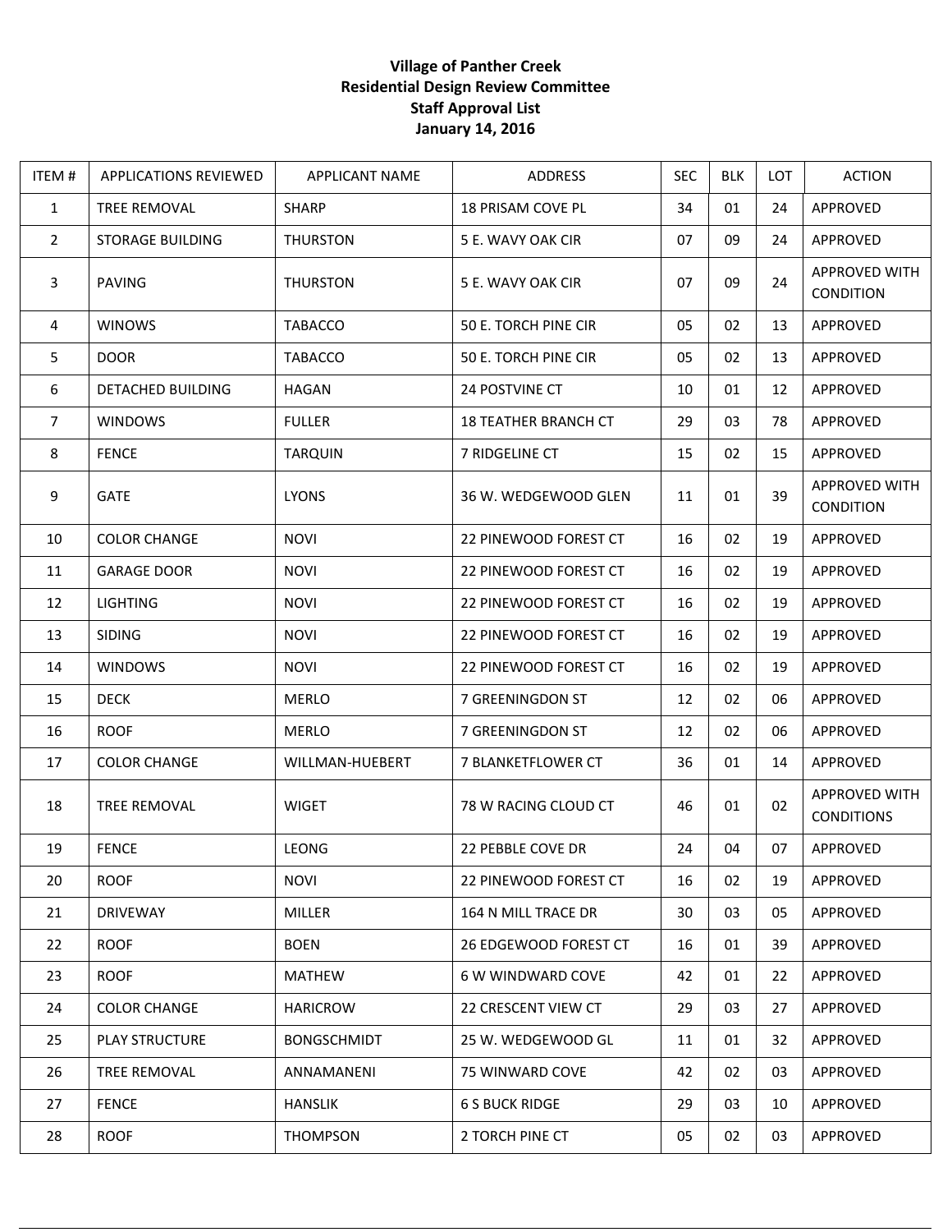**Village of Panther Creek**
**Residential Design Review Committee**
**Staff Approval List**
**January 14, 2016**

| ITEM # | APPLICATIONS REVIEWED | APPLICANT NAME | ADDRESS | SEC | BLK | LOT | ACTION |
|---|---|---|---|---|---|---|---|
| 1 | TREE REMOVAL | SHARP | 18 PRISAM COVE PL | 34 | 01 | 24 | APPROVED |
| 2 | STORAGE BUILDING | THURSTON | 5 E. WAVY OAK CIR | 07 | 09 | 24 | APPROVED |
| 3 | PAVING | THURSTON | 5 E. WAVY OAK CIR | 07 | 09 | 24 | APPROVED WITH CONDITION |
| 4 | WINOWS | TABACCO | 50 E. TORCH PINE CIR | 05 | 02 | 13 | APPROVED |
| 5 | DOOR | TABACCO | 50 E. TORCH PINE CIR | 05 | 02 | 13 | APPROVED |
| 6 | DETACHED BUILDING | HAGAN | 24 POSTVINE CT | 10 | 01 | 12 | APPROVED |
| 7 | WINDOWS | FULLER | 18 TEATHER BRANCH CT | 29 | 03 | 78 | APPROVED |
| 8 | FENCE | TARQUIN | 7 RIDGELINE CT | 15 | 02 | 15 | APPROVED |
| 9 | GATE | LYONS | 36 W. WEDGEWOOD GLEN | 11 | 01 | 39 | APPROVED WITH CONDITION |
| 10 | COLOR CHANGE | NOVI | 22 PINEWOOD FOREST CT | 16 | 02 | 19 | APPROVED |
| 11 | GARAGE DOOR | NOVI | 22 PINEWOOD FOREST CT | 16 | 02 | 19 | APPROVED |
| 12 | LIGHTING | NOVI | 22 PINEWOOD FOREST CT | 16 | 02 | 19 | APPROVED |
| 13 | SIDING | NOVI | 22 PINEWOOD FOREST CT | 16 | 02 | 19 | APPROVED |
| 14 | WINDOWS | NOVI | 22 PINEWOOD FOREST CT | 16 | 02 | 19 | APPROVED |
| 15 | DECK | MERLO | 7 GREENINGDON ST | 12 | 02 | 06 | APPROVED |
| 16 | ROOF | MERLO | 7 GREENINGDON ST | 12 | 02 | 06 | APPROVED |
| 17 | COLOR CHANGE | WILLMAN-HUEBERT | 7 BLANKETFLOWER CT | 36 | 01 | 14 | APPROVED |
| 18 | TREE REMOVAL | WIGET | 78 W RACING CLOUD CT | 46 | 01 | 02 | APPROVED WITH CONDITIONS |
| 19 | FENCE | LEONG | 22 PEBBLE COVE DR | 24 | 04 | 07 | APPROVED |
| 20 | ROOF | NOVI | 22 PINEWOOD FOREST CT | 16 | 02 | 19 | APPROVED |
| 21 | DRIVEWAY | MILLER | 164 N MILL TRACE DR | 30 | 03 | 05 | APPROVED |
| 22 | ROOF | BOEN | 26 EDGEWOOD FOREST CT | 16 | 01 | 39 | APPROVED |
| 23 | ROOF | MATHEW | 6 W WINDWARD COVE | 42 | 01 | 22 | APPROVED |
| 24 | COLOR CHANGE | HARICROW | 22 CRESCENT VIEW CT | 29 | 03 | 27 | APPROVED |
| 25 | PLAY STRUCTURE | BONGSCHMIDT | 25 W. WEDGEWOOD GL | 11 | 01 | 32 | APPROVED |
| 26 | TREE REMOVAL | ANNAMANENI | 75 WINWARD COVE | 42 | 02 | 03 | APPROVED |
| 27 | FENCE | HANSLIK | 6 S BUCK RIDGE | 29 | 03 | 10 | APPROVED |
| 28 | ROOF | THOMPSON | 2 TORCH PINE CT | 05 | 02 | 03 | APPROVED |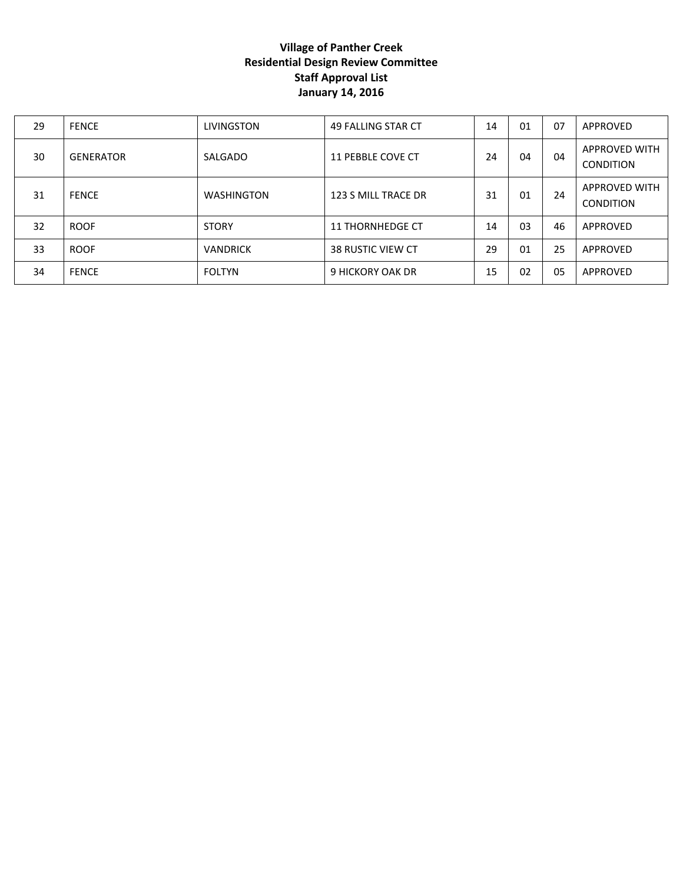**Village of Panther Creek**
**Residential Design Review Committee**
**Staff Approval List**
**January 14, 2016**

| | | | | | | | |
|---|---|---|---|---|---|---|---|
| 29 | FENCE | LIVINGSTON | 49 FALLING STAR CT | 14 | 01 | 07 | APPROVED |
| 30 | GENERATOR | SALGADO | 11 PEBBLE COVE CT | 24 | 04 | 04 | APPROVED WITH CONDITION |
| 31 | FENCE | WASHINGTON | 123 S MILL TRACE DR | 31 | 01 | 24 | APPROVED WITH CONDITION |
| 32 | ROOF | STORY | 11 THORNHEDGE CT | 14 | 03 | 46 | APPROVED |
| 33 | ROOF | VANDRICK | 38 RUSTIC VIEW CT | 29 | 01 | 25 | APPROVED |
| 34 | FENCE | FOLTYN | 9 HICKORY OAK DR | 15 | 02 | 05 | APPROVED |